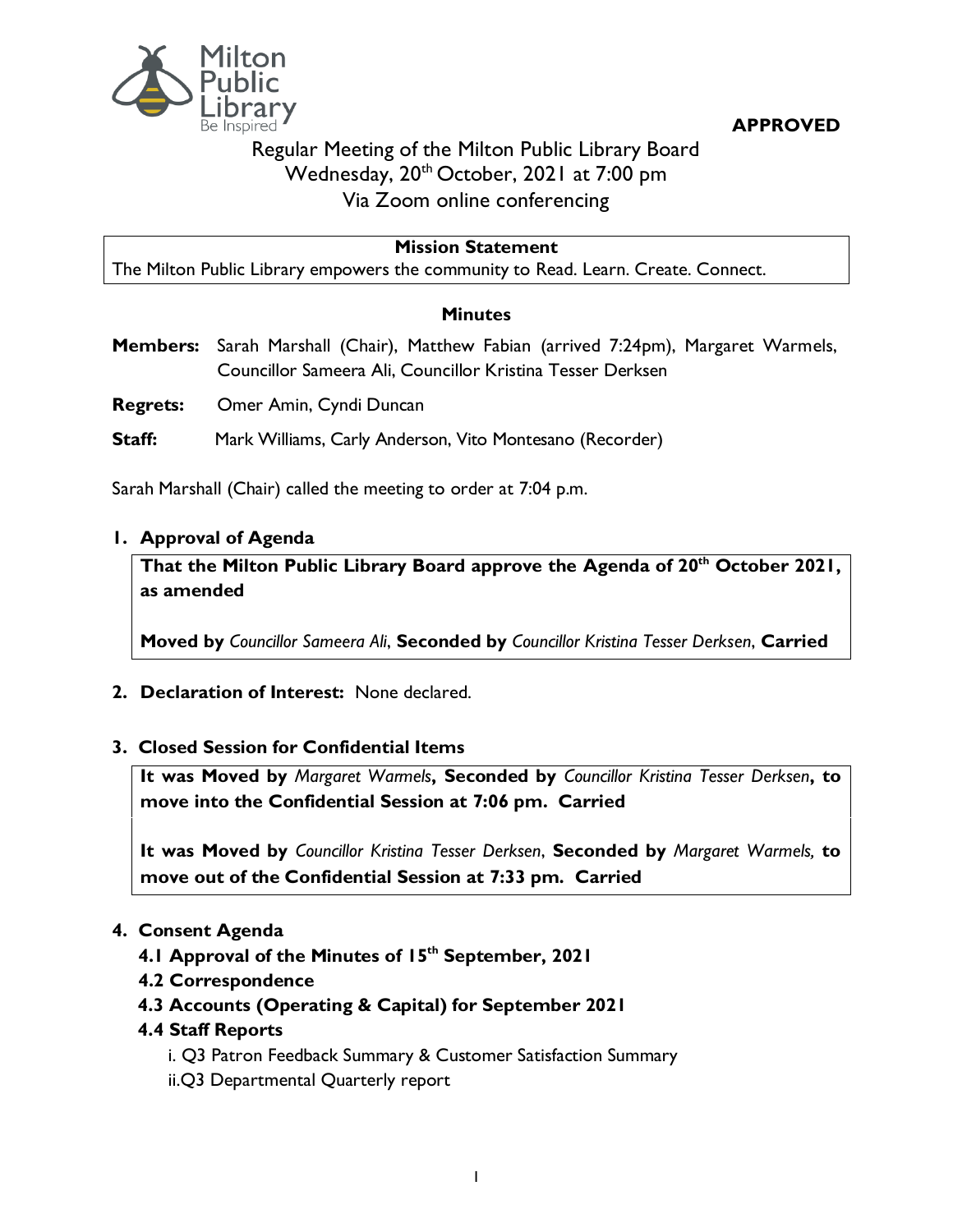**APPROVED**

# Regular Meeting of the Milton Public Library Board
Wednesday, 20th October, 2021 at 7:00 pm
Via Zoom online conferencing

**Mission Statement**
The Milton Public Library empowers the community to Read. Learn. Create. Connect.

## Minutes

**Members:** Sarah Marshall (Chair), Matthew Fabian (arrived 7:24pm), Margaret Warmels, Councillor Sameera Ali, Councillor Kristina Tesser Derksen

**Regrets:** Omer Amin, Cyndi Duncan

**Staff:** Mark Williams, Carly Anderson, Vito Montesano (Recorder)

Sarah Marshall (Chair) called the meeting to order at 7:04 p.m.

### 1. Approval of Agenda

**That the Milton Public Library Board approve the Agenda of 20th October 2021, as amended**

**Moved by** *Councillor Sameera Ali*, **Seconded by** *Councillor Kristina Tesser Derksen*, **Carried**

### 2. Declaration of Interest: None declared.

### 3. Closed Session for Confidential Items

**It was Moved by** *Margaret Warmels*, **Seconded by** *Councillor Kristina Tesser Derksen*, **to move into the Confidential Session at 7:06 pm. Carried**

**It was Moved by** *Councillor Kristina Tesser Derksen*, **Seconded by** *Margaret Warmels,* **to move out of the Confidential Session at 7:33 pm. Carried**

### 4. Consent Agenda

**4.1 Approval of the Minutes of 15th September, 2021**

**4.2 Correspondence**

**4.3 Accounts (Operating & Capital) for September 2021**

**4.4 Staff Reports**

i. Q3 Patron Feedback Summary & Customer Satisfaction Summary

ii. Q3 Departmental Quarterly report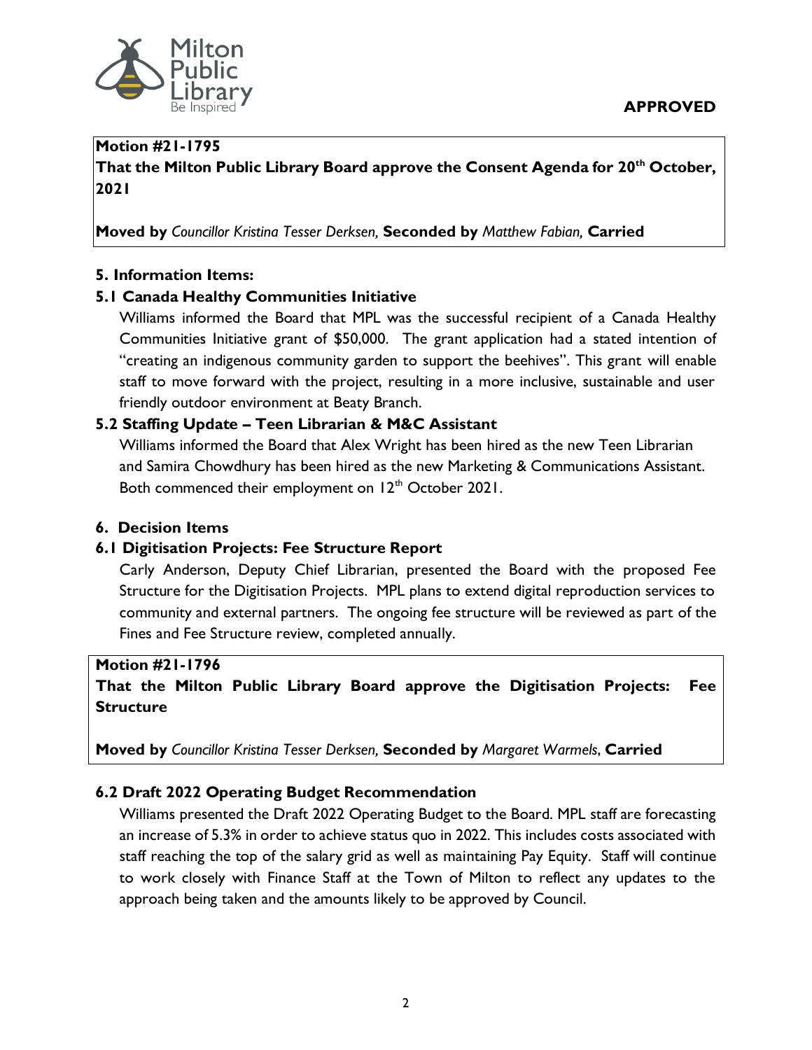**APPROVED**

**Motion #21-1795**
**That the Milton Public Library Board approve the Consent Agenda for 20th October, 2021**

**Moved by** *Councillor Kristina Tesser Derksen,* **Seconded by** *Matthew Fabian,* **Carried**

**5. Information Items:**

**5.1 Canada Healthy Communities Initiative**

Williams informed the Board that MPL was the successful recipient of a Canada Healthy Communities Initiative grant of $50,000. The grant application had a stated intention of "creating an indigenous community garden to support the beehives". This grant will enable staff to move forward with the project, resulting in a more inclusive, sustainable and user friendly outdoor environment at Beaty Branch.

**5.2 Staffing Update – Teen Librarian & M&C Assistant**

Williams informed the Board that Alex Wright has been hired as the new Teen Librarian and Samira Chowdhury has been hired as the new Marketing & Communications Assistant. Both commenced their employment on 12th October 2021.

**6. Decision Items**

**6.1 Digitisation Projects: Fee Structure Report**

Carly Anderson, Deputy Chief Librarian, presented the Board with the proposed Fee Structure for the Digitisation Projects. MPL plans to extend digital reproduction services to community and external partners. The ongoing fee structure will be reviewed as part of the Fines and Fee Structure review, completed annually.

**Motion #21-1796**
**That the Milton Public Library Board approve the Digitisation Projects: Fee Structure**

**Moved by** *Councillor Kristina Tesser Derksen,* **Seconded by** *Margaret Warmels,* **Carried**

**6.2 Draft 2022 Operating Budget Recommendation**

Williams presented the Draft 2022 Operating Budget to the Board. MPL staff are forecasting an increase of 5.3% in order to achieve status quo in 2022. This includes costs associated with staff reaching the top of the salary grid as well as maintaining Pay Equity. Staff will continue to work closely with Finance Staff at the Town of Milton to reflect any updates to the approach being taken and the amounts likely to be approved by Council.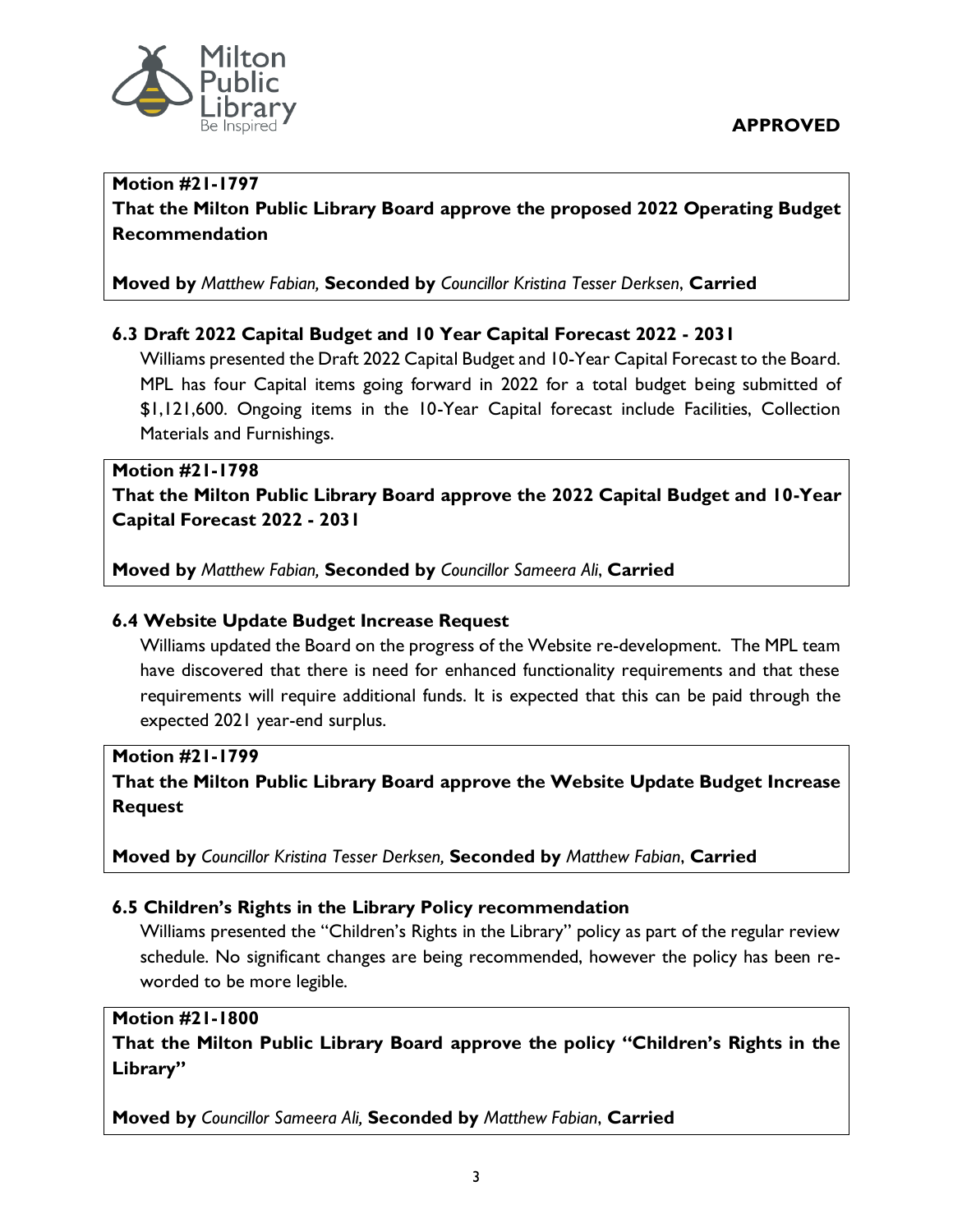**APPROVED**

**Motion #21-1797**
**That the Milton Public Library Board approve the proposed 2022 Operating Budget Recommendation**

**Moved by** *Matthew Fabian,* **Seconded by** *Councillor Kristina Tesser Derksen*, **Carried**

### 6.3 Draft 2022 Capital Budget and 10 Year Capital Forecast 2022 - 2031

Williams presented the Draft 2022 Capital Budget and 10-Year Capital Forecast to the Board. MPL has four Capital items going forward in 2022 for a total budget being submitted of $1,121,600. Ongoing items in the 10-Year Capital forecast include Facilities, Collection Materials and Furnishings.

**Motion #21-1798**
**That the Milton Public Library Board approve the 2022 Capital Budget and 10-Year Capital Forecast 2022 - 2031**

**Moved by** *Matthew Fabian,* **Seconded by** *Councillor Sameera Ali*, **Carried**

### 6.4 Website Update Budget Increase Request

Williams updated the Board on the progress of the Website re-development. The MPL team have discovered that there is need for enhanced functionality requirements and that these requirements will require additional funds. It is expected that this can be paid through the expected 2021 year-end surplus.

**Motion #21-1799**
**That the Milton Public Library Board approve the Website Update Budget Increase Request**

**Moved by** *Councillor Kristina Tesser Derksen,* **Seconded by** *Matthew Fabian*, **Carried**

### 6.5 Children's Rights in the Library Policy recommendation

Williams presented the "Children's Rights in the Library" policy as part of the regular review schedule. No significant changes are being recommended, however the policy has been re-worded to be more legible.

**Motion #21-1800**
**That the Milton Public Library Board approve the policy "Children's Rights in the Library"**

**Moved by** *Councillor Sameera Ali,* **Seconded by** *Matthew Fabian*, **Carried**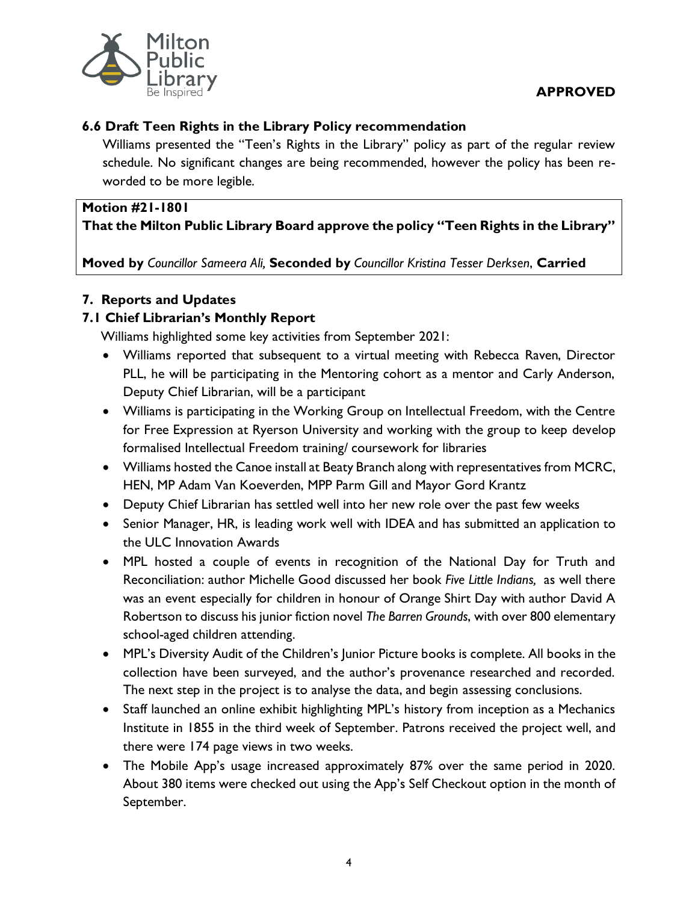**APPROVED**

### 6.6 Draft Teen Rights in the Library Policy recommendation

Williams presented the "Teen's Rights in the Library" policy as part of the regular review schedule. No significant changes are being recommended, however the policy has been re-worded to be more legible.

**Motion #21-1801**
**That the Milton Public Library Board approve the policy "Teen Rights in the Library"**

**Moved by** *Councillor Sameera Ali,* **Seconded by** *Councillor Kristina Tesser Derksen*, **Carried**

## 7. Reports and Updates

### 7.1 Chief Librarian's Monthly Report

Williams highlighted some key activities from September 2021:

- Williams reported that subsequent to a virtual meeting with Rebecca Raven, Director PLL, he will be participating in the Mentoring cohort as a mentor and Carly Anderson, Deputy Chief Librarian, will be a participant
- Williams is participating in the Working Group on Intellectual Freedom, with the Centre for Free Expression at Ryerson University and working with the group to keep develop formalised Intellectual Freedom training/ coursework for libraries
- Williams hosted the Canoe install at Beaty Branch along with representatives from MCRC, HEN, MP Adam Van Koeverden, MPP Parm Gill and Mayor Gord Krantz
- Deputy Chief Librarian has settled well into her new role over the past few weeks
- Senior Manager, HR, is leading work well with IDEA and has submitted an application to the ULC Innovation Awards
- MPL hosted a couple of events in recognition of the National Day for Truth and Reconciliation: author Michelle Good discussed her book *Five Little Indians,* as well there was an event especially for children in honour of Orange Shirt Day with author David A Robertson to discuss his junior fiction novel *The Barren Grounds*, with over 800 elementary school-aged children attending.
- MPL's Diversity Audit of the Children's Junior Picture books is complete. All books in the collection have been surveyed, and the author's provenance researched and recorded. The next step in the project is to analyse the data, and begin assessing conclusions.
- Staff launched an online exhibit highlighting MPL's history from inception as a Mechanics Institute in 1855 in the third week of September. Patrons received the project well, and there were 174 page views in two weeks.
- The Mobile App's usage increased approximately 87% over the same period in 2020. About 380 items were checked out using the App's Self Checkout option in the month of September.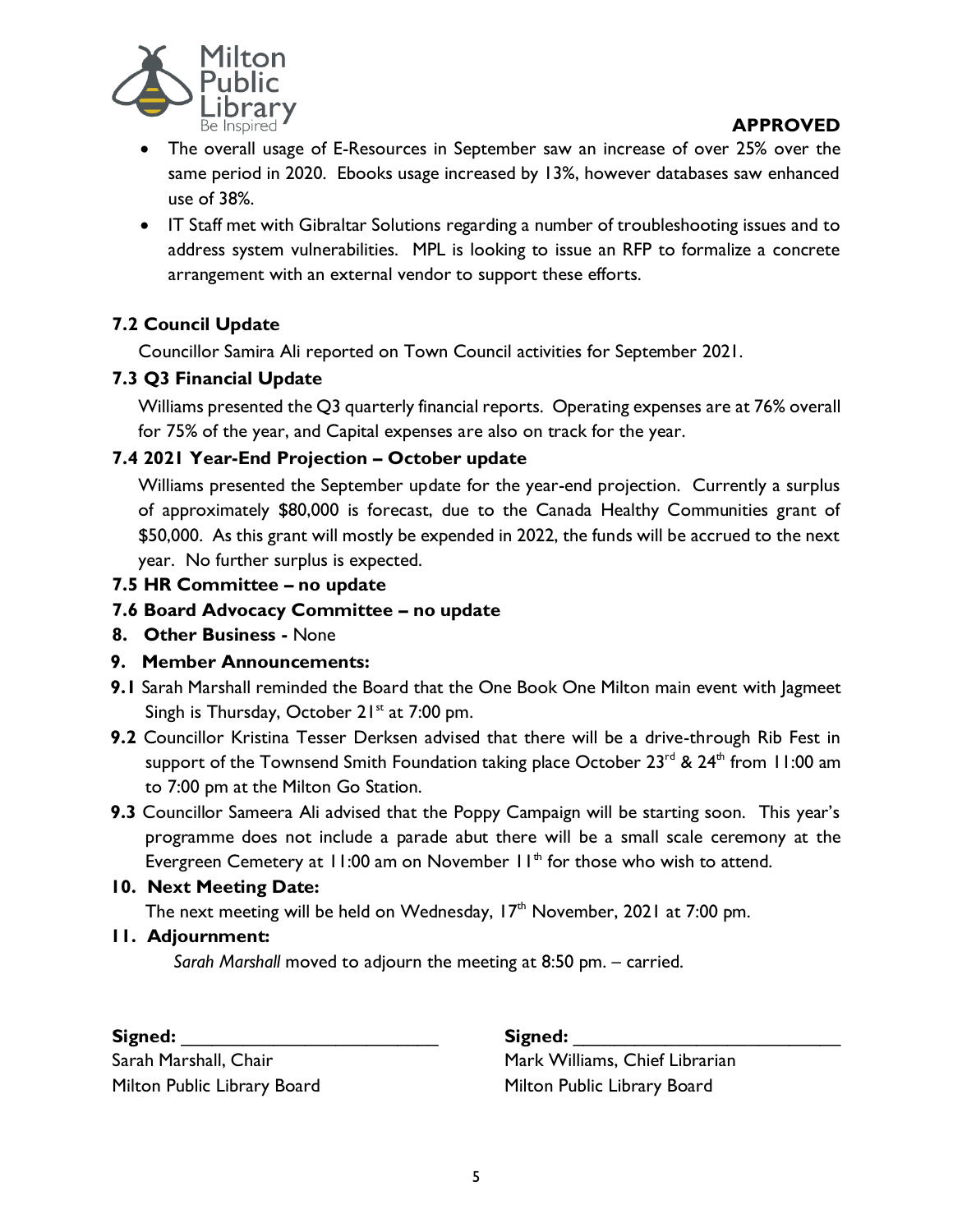**APPROVED**

- The overall usage of E-Resources in September saw an increase of over 25% over the same period in 2020. Ebooks usage increased by 13%, however databases saw enhanced use of 38%.
- IT Staff met with Gibraltar Solutions regarding a number of troubleshooting issues and to address system vulnerabilities. MPL is looking to issue an RFP to formalize a concrete arrangement with an external vendor to support these efforts.

**7.2 Council Update**

Councillor Samira Ali reported on Town Council activities for September 2021.

**7.3 Q3 Financial Update**

Williams presented the Q3 quarterly financial reports. Operating expenses are at 76% overall for 75% of the year, and Capital expenses are also on track for the year.

**7.4 2021 Year-End Projection – October update**

Williams presented the September update for the year-end projection. Currently a surplus of approximately $80,000 is forecast, due to the Canada Healthy Communities grant of $50,000. As this grant will mostly be expended in 2022, the funds will be accrued to the next year. No further surplus is expected.

**7.5 HR Committee – no update**

**7.6 Board Advocacy Committee – no update**

**8. Other Business -** None

**9. Member Announcements:**

**9.1** Sarah Marshall reminded the Board that the One Book One Milton main event with Jagmeet Singh is Thursday, October 21st at 7:00 pm.

**9.2** Councillor Kristina Tesser Derksen advised that there will be a drive-through Rib Fest in support of the Townsend Smith Foundation taking place October 23rd & 24th from 11:00 am to 7:00 pm at the Milton Go Station.

**9.3** Councillor Sameera Ali advised that the Poppy Campaign will be starting soon. This year's programme does not include a parade abut there will be a small scale ceremony at the Evergreen Cemetery at 11:00 am on November 11th for those who wish to attend.

**10. Next Meeting Date:**

The next meeting will be held on Wednesday, 17th November, 2021 at 7:00 pm.

**11. Adjournment:**

*Sarah Marshall* moved to adjourn the meeting at 8:50 pm. – carried.

**Signed:** ____________________________
Sarah Marshall, Chair
Milton Public Library Board

**Signed:** ____________________________
Mark Williams, Chief Librarian
Milton Public Library Board